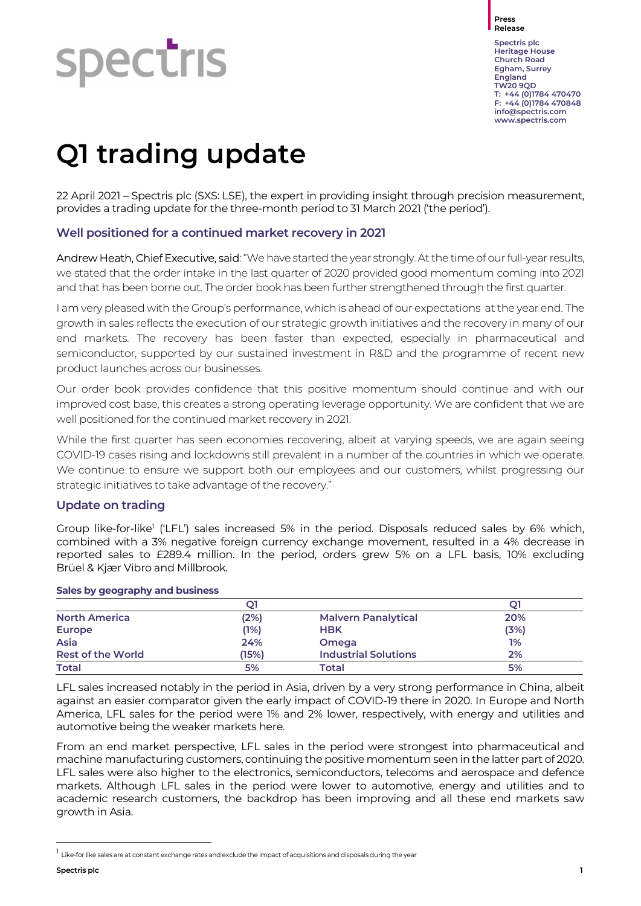Press Release

Spectris plc
Heritage House
Church Road
Egham, Surrey
England
TW20 9QD
T: +44 (0)1784 470470
F: +44 (0)1784 470848
info@spectris.com
www.spectris.com

# Q1 trading update

22 April 2021 – Spectris plc (SXS: LSE), the expert in providing insight through precision measurement, provides a trading update for the three-month period to 31 March 2021 ('the period').

## Well positioned for a continued market recovery in 2021

Andrew Heath, Chief Executive, said: "We have started the year strongly. At the time of our full-year results, we stated that the order intake in the last quarter of 2020 provided good momentum coming into 2021 and that has been borne out. The order book has been further strengthened through the first quarter.

I am very pleased with the Group's performance, which is ahead of our expectations at the year end. The growth in sales reflects the execution of our strategic growth initiatives and the recovery in many of our end markets. The recovery has been faster than expected, especially in pharmaceutical and semiconductor, supported by our sustained investment in R&D and the programme of recent new product launches across our businesses.

Our order book provides confidence that this positive momentum should continue and with our improved cost base, this creates a strong operating leverage opportunity. We are confident that we are well positioned for the continued market recovery in 2021.

While the first quarter has seen economies recovering, albeit at varying speeds, we are again seeing COVID-19 cases rising and lockdowns still prevalent in a number of the countries in which we operate. We continue to ensure we support both our employees and our customers, whilst progressing our strategic initiatives to take advantage of the recovery."

## Update on trading

Group like-for-like[1] ('LFL') sales increased 5% in the period. Disposals reduced sales by 6% which, combined with a 3% negative foreign currency exchange movement, resulted in a 4% decrease in reported sales to £289.4 million. In the period, orders grew 5% on a LFL basis, 10% excluding Brüel & Kjær Vibro and Millbrook.

**Sales by geography and business**

| | Q1 | | Q1 |
|---|---|---|---|
| **North America** | (2%) | **Malvern Panalytical** | 20% |
| **Europe** | (1%) | **HBK** | (3%) |
| **Asia** | 24% | **Omega** | 1% |
| **Rest of the World** | (15%) | **Industrial Solutions** | 2% |
| **Total** | 5% | **Total** | 5% |

LFL sales increased notably in the period in Asia, driven by a very strong performance in China, albeit against an easier comparator given the early impact of COVID-19 there in 2020. In Europe and North America, LFL sales for the period were 1% and 2% lower, respectively, with energy and utilities and automotive being the weaker markets here.

From an end market perspective, LFL sales in the period were strongest into pharmaceutical and machine manufacturing customers, continuing the positive momentum seen in the latter part of 2020. LFL sales were also higher to the electronics, semiconductors, telecoms and aerospace and defence markets. Although LFL sales in the period were lower to automotive, energy and utilities and to academic research customers, the backdrop has been improving and all these end markets saw growth in Asia.

[1] Like-for like sales are at constant exchange rates and exclude the impact of acquisitions and disposals during the year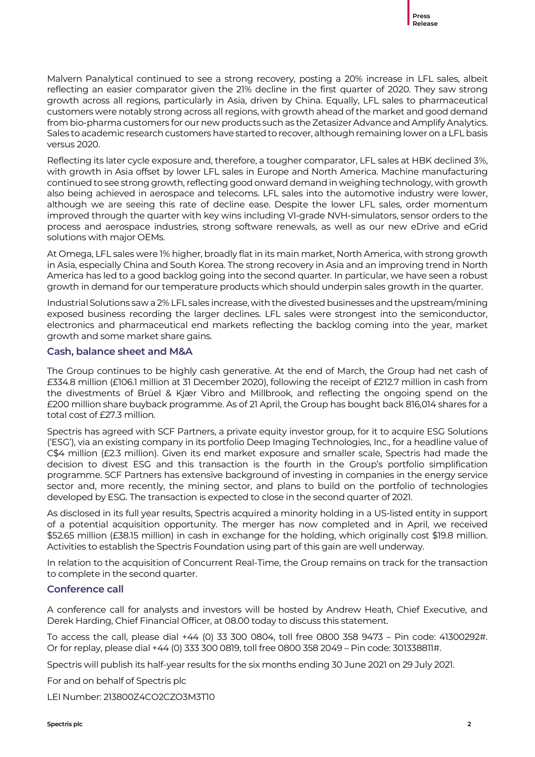Malvern Panalytical continued to see a strong recovery, posting a 20% increase in LFL sales, albeit reflecting an easier comparator given the 21% decline in the first quarter of 2020. They saw strong growth across all regions, particularly in Asia, driven by China. Equally, LFL sales to pharmaceutical customers were notably strong across all regions, with growth ahead of the market and good demand from bio-pharma customers for our new products such as the Zetasizer Advance and Amplify Analytics. Sales to academic research customers have started to recover, although remaining lower on a LFL basis versus 2020.

Reflecting its later cycle exposure and, therefore, a tougher comparator, LFL sales at HBK declined 3%, with growth in Asia offset by lower LFL sales in Europe and North America. Machine manufacturing continued to see strong growth, reflecting good onward demand in weighing technology, with growth also being achieved in aerospace and telecoms. LFL sales into the automotive industry were lower, although we are seeing this rate of decline ease. Despite the lower LFL sales, order momentum improved through the quarter with key wins including VI-grade NVH-simulators, sensor orders to the process and aerospace industries, strong software renewals, as well as our new eDrive and eGrid solutions with major OEMs.

At Omega, LFL sales were 1% higher, broadly flat in its main market, North America, with strong growth in Asia, especially China and South Korea. The strong recovery in Asia and an improving trend in North America has led to a good backlog going into the second quarter. In particular, we have seen a robust growth in demand for our temperature products which should underpin sales growth in the quarter.

Industrial Solutions saw a 2% LFL sales increase, with the divested businesses and the upstream/mining exposed business recording the larger declines. LFL sales were strongest into the semiconductor, electronics and pharmaceutical end markets reflecting the backlog coming into the year, market growth and some market share gains.

## Cash, balance sheet and M&A

The Group continues to be highly cash generative. At the end of March, the Group had net cash of £334.8 million (£106.1 million at 31 December 2020), following the receipt of £212.7 million in cash from the divestments of Brüel & Kjær Vibro and Millbrook, and reflecting the ongoing spend on the £200 million share buyback programme. As of 21 April, the Group has bought back 816,014 shares for a total cost of £27.3 million.

Spectris has agreed with SCF Partners, a private equity investor group, for it to acquire ESG Solutions ('ESG'), via an existing company in its portfolio Deep Imaging Technologies, Inc., for a headline value of C$4 million (£2.3 million). Given its end market exposure and smaller scale, Spectris had made the decision to divest ESG and this transaction is the fourth in the Group's portfolio simplification programme. SCF Partners has extensive background of investing in companies in the energy service sector and, more recently, the mining sector, and plans to build on the portfolio of technologies developed by ESG. The transaction is expected to close in the second quarter of 2021.

As disclosed in its full year results, Spectris acquired a minority holding in a US-listed entity in support of a potential acquisition opportunity. The merger has now completed and in April, we received $52.65 million (£38.15 million) in cash in exchange for the holding, which originally cost $19.8 million. Activities to establish the Spectris Foundation using part of this gain are well underway.

In relation to the acquisition of Concurrent Real-Time, the Group remains on track for the transaction to complete in the second quarter.

## Conference call

A conference call for analysts and investors will be hosted by Andrew Heath, Chief Executive, and Derek Harding, Chief Financial Officer, at 08.00 today to discuss this statement.

To access the call, please dial +44 (0) 33 300 0804, toll free 0800 358 9473 – Pin code: 41300292#. Or for replay, please dial +44 (0) 333 300 0819, toll free 0800 358 2049 – Pin code: 301338811#.

Spectris will publish its half-year results for the six months ending 30 June 2021 on 29 July 2021.

For and on behalf of Spectris plc

LEI Number: 213800Z4CO2CZO3M3T10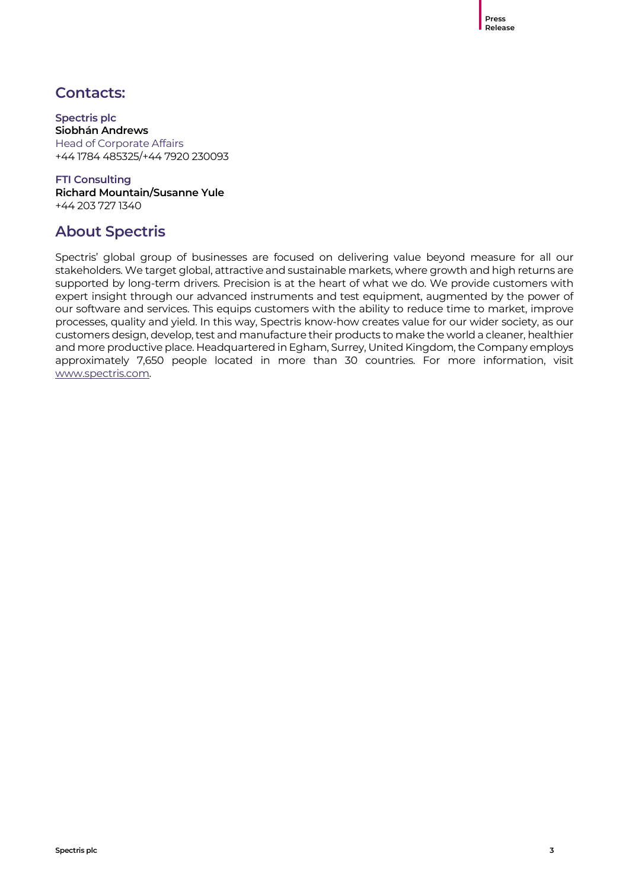## Contacts:

**Spectris plc**
**Siobhán Andrews**
Head of Corporate Affairs
+44 1784 485325/+44 7920 230093

**FTI Consulting**
**Richard Mountain/Susanne Yule**
+44 203 727 1340

## About Spectris

Spectris' global group of businesses are focused on delivering value beyond measure for all our stakeholders. We target global, attractive and sustainable markets, where growth and high returns are supported by long-term drivers. Precision is at the heart of what we do. We provide customers with expert insight through our advanced instruments and test equipment, augmented by the power of our software and services. This equips customers with the ability to reduce time to market, improve processes, quality and yield. In this way, Spectris know-how creates value for our wider society, as our customers design, develop, test and manufacture their products to make the world a cleaner, healthier and more productive place. Headquartered in Egham, Surrey, United Kingdom, the Company employs approximately 7,650 people located in more than 30 countries. For more information, visit www.spectris.com.